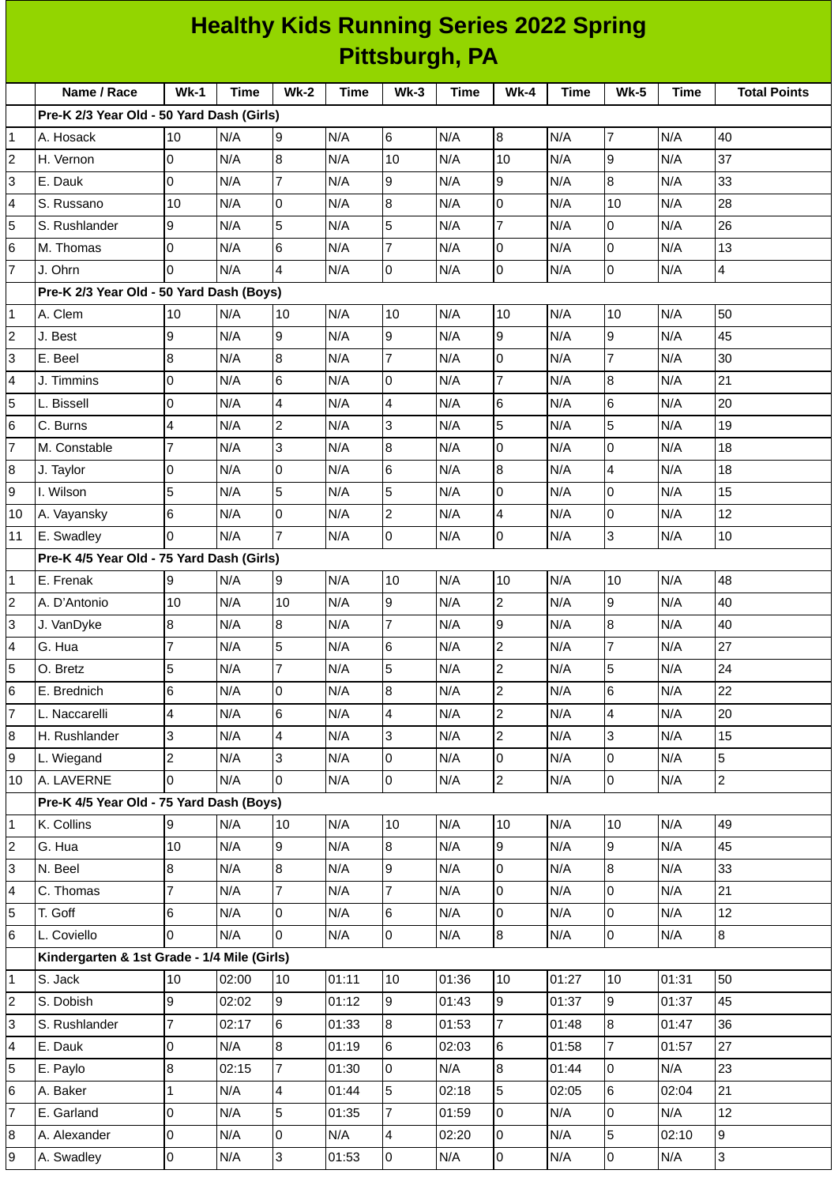# Healthy Kids Running Series 2022 Spring
## Pittsburgh, PA

| | Name / Race | Wk-1 | Time | Wk-2 | Time | Wk-3 | Time | Wk-4 | Time | Wk-5 | Time | Total Points |
|---|---|---|---|---|---|---|---|---|---|---|---|---|
| | **Pre-K 2/3 Year Old - 50 Yard Dash (Girls)** | | | | | | | | | | | |
| 1 | A. Hosack | 10 | N/A | 9 | N/A | 6 | N/A | 8 | N/A | 7 | N/A | 40 |
| 2 | H. Vernon | 0 | N/A | 8 | N/A | 10 | N/A | 10 | N/A | 9 | N/A | 37 |
| 3 | E. Dauk | 0 | N/A | 7 | N/A | 9 | N/A | 9 | N/A | 8 | N/A | 33 |
| 4 | S. Russano | 10 | N/A | 0 | N/A | 8 | N/A | 0 | N/A | 10 | N/A | 28 |
| 5 | S. Rushlander | 9 | N/A | 5 | N/A | 5 | N/A | 7 | N/A | 0 | N/A | 26 |
| 6 | M. Thomas | 0 | N/A | 6 | N/A | 7 | N/A | 0 | N/A | 0 | N/A | 13 |
| 7 | J. Ohrn | 0 | N/A | 4 | N/A | 0 | N/A | 0 | N/A | 0 | N/A | 4 |
| | **Pre-K 2/3 Year Old - 50 Yard Dash (Boys)** | | | | | | | | | | | |
| 1 | A. Clem | 10 | N/A | 10 | N/A | 10 | N/A | 10 | N/A | 10 | N/A | 50 |
| 2 | J. Best | 9 | N/A | 9 | N/A | 9 | N/A | 9 | N/A | 9 | N/A | 45 |
| 3 | E. Beel | 8 | N/A | 8 | N/A | 7 | N/A | 0 | N/A | 7 | N/A | 30 |
| 4 | J. Timmins | 0 | N/A | 6 | N/A | 0 | N/A | 7 | N/A | 8 | N/A | 21 |
| 5 | L. Bissell | 0 | N/A | 4 | N/A | 4 | N/A | 6 | N/A | 6 | N/A | 20 |
| 6 | C. Burns | 4 | N/A | 2 | N/A | 3 | N/A | 5 | N/A | 5 | N/A | 19 |
| 7 | M. Constable | 7 | N/A | 3 | N/A | 8 | N/A | 0 | N/A | 0 | N/A | 18 |
| 8 | J. Taylor | 0 | N/A | 0 | N/A | 6 | N/A | 8 | N/A | 4 | N/A | 18 |
| 9 | I. Wilson | 5 | N/A | 5 | N/A | 5 | N/A | 0 | N/A | 0 | N/A | 15 |
| 10 | A. Vayansky | 6 | N/A | 0 | N/A | 2 | N/A | 4 | N/A | 0 | N/A | 12 |
| 11 | E. Swadley | 0 | N/A | 7 | N/A | 0 | N/A | 0 | N/A | 3 | N/A | 10 |
| | **Pre-K 4/5 Year Old - 75 Yard Dash (Girls)** | | | | | | | | | | | |
| 1 | E. Frenak | 9 | N/A | 9 | N/A | 10 | N/A | 10 | N/A | 10 | N/A | 48 |
| 2 | A. D'Antonio | 10 | N/A | 10 | N/A | 9 | N/A | 2 | N/A | 9 | N/A | 40 |
| 3 | J. VanDyke | 8 | N/A | 8 | N/A | 7 | N/A | 9 | N/A | 8 | N/A | 40 |
| 4 | G. Hua | 7 | N/A | 5 | N/A | 6 | N/A | 2 | N/A | 7 | N/A | 27 |
| 5 | O. Bretz | 5 | N/A | 7 | N/A | 5 | N/A | 2 | N/A | 5 | N/A | 24 |
| 6 | E. Brednich | 6 | N/A | 0 | N/A | 8 | N/A | 2 | N/A | 6 | N/A | 22 |
| 7 | L. Naccarelli | 4 | N/A | 6 | N/A | 4 | N/A | 2 | N/A | 4 | N/A | 20 |
| 8 | H. Rushlander | 3 | N/A | 4 | N/A | 3 | N/A | 2 | N/A | 3 | N/A | 15 |
| 9 | L. Wiegand | 2 | N/A | 3 | N/A | 0 | N/A | 0 | N/A | 0 | N/A | 5 |
| 10 | A. LAVERNE | 0 | N/A | 0 | N/A | 0 | N/A | 2 | N/A | 0 | N/A | 2 |
| | **Pre-K 4/5 Year Old - 75 Yard Dash (Boys)** | | | | | | | | | | | |
| 1 | K. Collins | 9 | N/A | 10 | N/A | 10 | N/A | 10 | N/A | 10 | N/A | 49 |
| 2 | G. Hua | 10 | N/A | 9 | N/A | 8 | N/A | 9 | N/A | 9 | N/A | 45 |
| 3 | N. Beel | 8 | N/A | 8 | N/A | 9 | N/A | 0 | N/A | 8 | N/A | 33 |
| 4 | C. Thomas | 7 | N/A | 7 | N/A | 7 | N/A | 0 | N/A | 0 | N/A | 21 |
| 5 | T. Goff | 6 | N/A | 0 | N/A | 6 | N/A | 0 | N/A | 0 | N/A | 12 |
| 6 | L. Coviello | 0 | N/A | 0 | N/A | 0 | N/A | 8 | N/A | 0 | N/A | 8 |
| | **Kindergarten & 1st Grade - 1/4 Mile (Girls)** | | | | | | | | | | | |
| 1 | S. Jack | 10 | 02:00 | 10 | 01:11 | 10 | 01:36 | 10 | 01:27 | 10 | 01:31 | 50 |
| 2 | S. Dobish | 9 | 02:02 | 9 | 01:12 | 9 | 01:43 | 9 | 01:37 | 9 | 01:37 | 45 |
| 3 | S. Rushlander | 7 | 02:17 | 6 | 01:33 | 8 | 01:53 | 7 | 01:48 | 8 | 01:47 | 36 |
| 4 | E. Dauk | 0 | N/A | 8 | 01:19 | 6 | 02:03 | 6 | 01:58 | 7 | 01:57 | 27 |
| 5 | E. Paylo | 8 | 02:15 | 7 | 01:30 | 0 | N/A | 8 | 01:44 | 0 | N/A | 23 |
| 6 | A. Baker | 1 | N/A | 4 | 01:44 | 5 | 02:18 | 5 | 02:05 | 6 | 02:04 | 21 |
| 7 | E. Garland | 0 | N/A | 5 | 01:35 | 7 | 01:59 | 0 | N/A | 0 | N/A | 12 |
| 8 | A. Alexander | 0 | N/A | 0 | N/A | 4 | 02:20 | 0 | N/A | 5 | 02:10 | 9 |
| 9 | A. Swadley | 0 | N/A | 3 | 01:53 | 0 | N/A | 0 | N/A | 0 | N/A | 3 |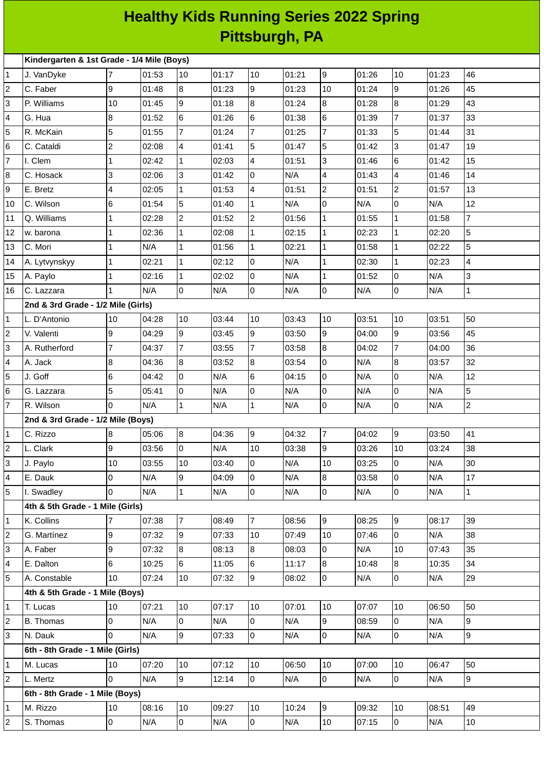# Healthy Kids Running Series 2022 Spring Pittsburgh, PA

| | | | | | | | | | | | | |
|---|---|---|---|---|---|---|---|---|---|---|---|---|
| | **Kindergarten & 1st Grade - 1/4 Mile (Boys)** | | | | | | | | | | | |
| 1 | J. VanDyke | 7 | 01:53 | 10 | 01:17 | 10 | 01:21 | 9 | 01:26 | 10 | 01:23 | 46 |
| 2 | C. Faber | 9 | 01:48 | 8 | 01:23 | 9 | 01:23 | 10 | 01:24 | 9 | 01:26 | 45 |
| 3 | P. Williams | 10 | 01:45 | 9 | 01:18 | 8 | 01:24 | 8 | 01:28 | 8 | 01:29 | 43 |
| 4 | G. Hua | 8 | 01:52 | 6 | 01:26 | 6 | 01:38 | 6 | 01:39 | 7 | 01:37 | 33 |
| 5 | R. McKain | 5 | 01:55 | 7 | 01:24 | 7 | 01:25 | 7 | 01:33 | 5 | 01:44 | 31 |
| 6 | C. Cataldi | 2 | 02:08 | 4 | 01:41 | 5 | 01:47 | 5 | 01:42 | 3 | 01:47 | 19 |
| 7 | I. Clem | 1 | 02:42 | 1 | 02:03 | 4 | 01:51 | 3 | 01:46 | 6 | 01:42 | 15 |
| 8 | C. Hosack | 3 | 02:06 | 3 | 01:42 | 0 | N/A | 4 | 01:43 | 4 | 01:46 | 14 |
| 9 | E. Bretz | 4 | 02:05 | 1 | 01:53 | 4 | 01:51 | 2 | 01:51 | 2 | 01:57 | 13 |
| 10 | C. Wilson | 6 | 01:54 | 5 | 01:40 | 1 | N/A | 0 | N/A | 0 | N/A | 12 |
| 11 | Q. Williams | 1 | 02:28 | 2 | 01:52 | 2 | 01:56 | 1 | 01:55 | 1 | 01:58 | 7 |
| 12 | w. barona | 1 | 02:36 | 1 | 02:08 | 1 | 02:15 | 1 | 02:23 | 1 | 02:20 | 5 |
| 13 | C. Mori | 1 | N/A | 1 | 01:56 | 1 | 02:21 | 1 | 01:58 | 1 | 02:22 | 5 |
| 14 | A. Lytvynskyy | 1 | 02:21 | 1 | 02:12 | 0 | N/A | 1 | 02:30 | 1 | 02:23 | 4 |
| 15 | A. Paylo | 1 | 02:16 | 1 | 02:02 | 0 | N/A | 1 | 01:52 | 0 | N/A | 3 |
| 16 | C. Lazzara | 1 | N/A | 0 | N/A | 0 | N/A | 0 | N/A | 0 | N/A | 1 |
| | **2nd & 3rd Grade - 1/2 Mile (Girls)** | | | | | | | | | | | |
| 1 | L. D'Antonio | 10 | 04:28 | 10 | 03:44 | 10 | 03:43 | 10 | 03:51 | 10 | 03:51 | 50 |
| 2 | V. Valenti | 9 | 04:29 | 9 | 03:45 | 9 | 03:50 | 9 | 04:00 | 9 | 03:56 | 45 |
| 3 | A. Rutherford | 7 | 04:37 | 7 | 03:55 | 7 | 03:58 | 8 | 04:02 | 7 | 04:00 | 36 |
| 4 | A. Jack | 8 | 04:36 | 8 | 03:52 | 8 | 03:54 | 0 | N/A | 8 | 03:57 | 32 |
| 5 | J. Goff | 6 | 04:42 | 0 | N/A | 6 | 04:15 | 0 | N/A | 0 | N/A | 12 |
| 6 | G. Lazzara | 5 | 05:41 | 0 | N/A | 0 | N/A | 0 | N/A | 0 | N/A | 5 |
| 7 | R. Wilson | 0 | N/A | 1 | N/A | 1 | N/A | 0 | N/A | 0 | N/A | 2 |
| | **2nd & 3rd Grade - 1/2 Mile (Boys)** | | | | | | | | | | | |
| 1 | C. Rizzo | 8 | 05:06 | 8 | 04:36 | 9 | 04:32 | 7 | 04:02 | 9 | 03:50 | 41 |
| 2 | L. Clark | 9 | 03:56 | 0 | N/A | 10 | 03:38 | 9 | 03:26 | 10 | 03:24 | 38 |
| 3 | J. Paylo | 10 | 03:55 | 10 | 03:40 | 0 | N/A | 10 | 03:25 | 0 | N/A | 30 |
| 4 | E. Dauk | 0 | N/A | 9 | 04:09 | 0 | N/A | 8 | 03:58 | 0 | N/A | 17 |
| 5 | I. Swadley | 0 | N/A | 1 | N/A | 0 | N/A | 0 | N/A | 0 | N/A | 1 |
| | **4th & 5th Grade - 1 Mile (Girls)** | | | | | | | | | | | |
| 1 | K. Collins | 7 | 07:38 | 7 | 08:49 | 7 | 08:56 | 9 | 08:25 | 9 | 08:17 | 39 |
| 2 | G. Martínez | 9 | 07:32 | 9 | 07:33 | 10 | 07:49 | 10 | 07:46 | 0 | N/A | 38 |
| 3 | A. Faber | 9 | 07:32 | 8 | 08:13 | 8 | 08:03 | 0 | N/A | 10 | 07:43 | 35 |
| 4 | E. Dalton | 6 | 10:25 | 6 | 11:05 | 6 | 11:17 | 8 | 10:48 | 8 | 10:35 | 34 |
| 5 | A. Constable | 10 | 07:24 | 10 | 07:32 | 9 | 08:02 | 0 | N/A | 0 | N/A | 29 |
| | **4th & 5th Grade - 1 Mile (Boys)** | | | | | | | | | | | |
| 1 | T. Lucas | 10 | 07:21 | 10 | 07:17 | 10 | 07:01 | 10 | 07:07 | 10 | 06:50 | 50 |
| 2 | B. Thomas | 0 | N/A | 0 | N/A | 0 | N/A | 9 | 08:59 | 0 | N/A | 9 |
| 3 | N. Dauk | 0 | N/A | 9 | 07:33 | 0 | N/A | 0 | N/A | 0 | N/A | 9 |
| | **6th - 8th Grade - 1 Mile (Girls)** | | | | | | | | | | | |
| 1 | M. Lucas | 10 | 07:20 | 10 | 07:12 | 10 | 06:50 | 10 | 07:00 | 10 | 06:47 | 50 |
| 2 | L. Mertz | 0 | N/A | 9 | 12:14 | 0 | N/A | 0 | N/A | 0 | N/A | 9 |
| | **6th - 8th Grade - 1 Mile (Boys)** | | | | | | | | | | | |
| 1 | M. Rizzo | 10 | 08:16 | 10 | 09:27 | 10 | 10:24 | 9 | 09:32 | 10 | 08:51 | 49 |
| 2 | S. Thomas | 0 | N/A | 0 | N/A | 0 | N/A | 10 | 07:15 | 0 | N/A | 10 |